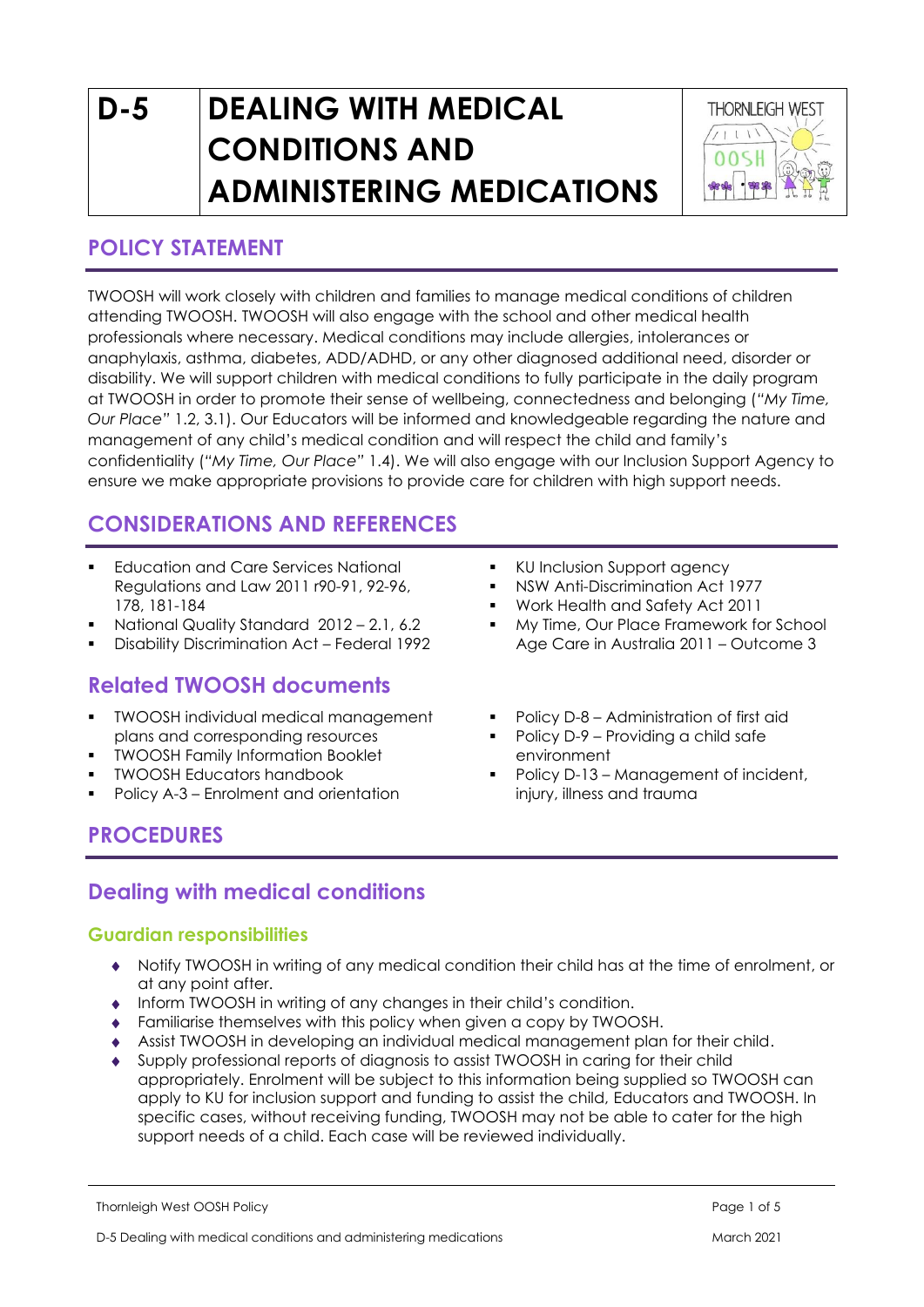# D-5 DEALING WITH MEDICAL CONDITIONS AND ADMINISTERING MEDICATIONS

## POLICY STATEMENT

TWOOSH will work closely with children and families to manage medical conditions of children attending TWOOSH. TWOOSH will also engage with the school and other medical health professionals where necessary. Medical conditions may include allergies, intolerances or anaphylaxis, asthma, diabetes, ADD/ADHD, or any other diagnosed additional need, disorder or disability. We will support children with medical conditions to fully participate in the daily program at TWOOSH in order to promote their sense of wellbeing, connectedness and belonging (*"My Time, Our Place"* 1.2, 3.1). Our Educators will be informed and knowledgeable regarding the nature and management of any child's medical condition and will respect the child and family's confidentiality (*"My Time, Our Place"* 1.4). We will also engage with our Inclusion Support Agency to ensure we make appropriate provisions to provide care for children with high support needs.

## CONSIDERATIONS AND REFERENCES

- Education and Care Services National Regulations and Law 2011 r90-91, 92-96, 178, 181-184
- National Quality Standard 2012 – 2.1, 6.2
- Disability Discrimination Act – Federal 1992
- KU Inclusion Support agency
- NSW Anti-Discrimination Act 1977
- Work Health and Safety Act 2011
- My Time, Our Place Framework for School Age Care in Australia 2011 – Outcome 3

## Related TWOOSH documents

- TWOOSH individual medical management plans and corresponding resources
- TWOOSH Family Information Booklet
- TWOOSH Educators handbook
- Policy A-3 – Enrolment and orientation
- Policy D-8 – Administration of first aid
- Policy D-9 – Providing a child safe environment
- Policy D-13 – Management of incident, injury, illness and trauma

## PROCEDURES

## Dealing with medical conditions

### Guardian responsibilities

- Notify TWOOSH in writing of any medical condition their child has at the time of enrolment, or at any point after.
- Inform TWOOSH in writing of any changes in their child's condition.
- Familiarise themselves with this policy when given a copy by TWOOSH.
- Assist TWOOSH in developing an individual medical management plan for their child.
- Supply professional reports of diagnosis to assist TWOOSH in caring for their child appropriately. Enrolment will be subject to this information being supplied so TWOOSH can apply to KU for inclusion support and funding to assist the child, Educators and TWOOSH. In specific cases, without receiving funding, TWOOSH may not be able to cater for the high support needs of a child. Each case will be reviewed individually.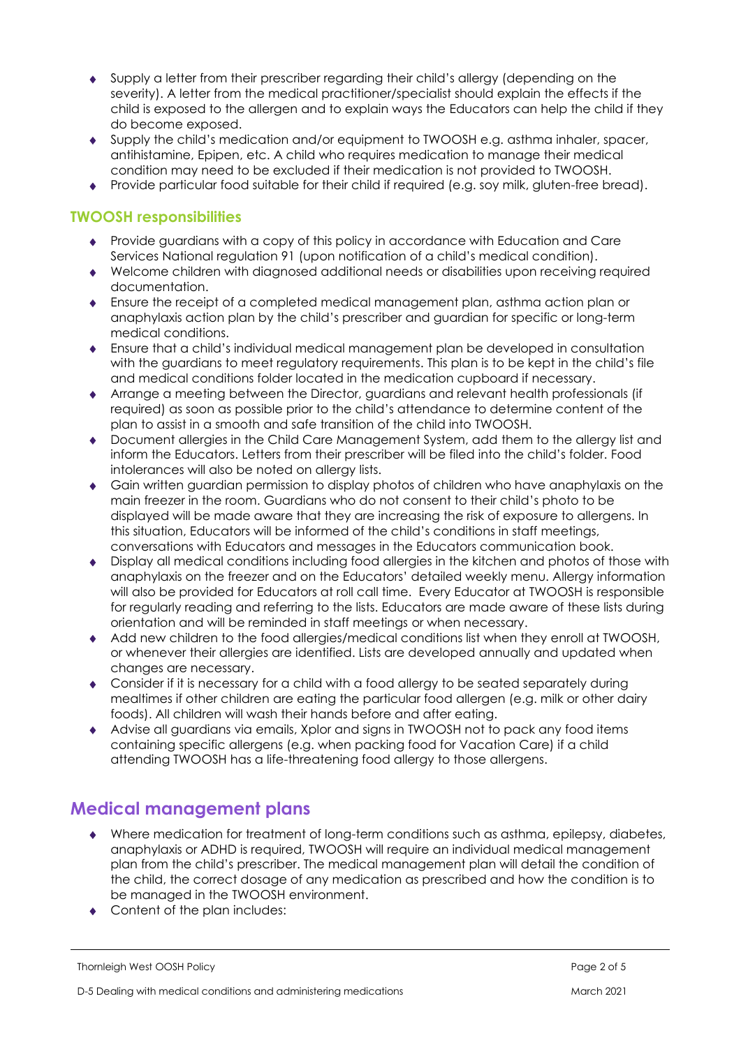- Supply a letter from their prescriber regarding their child's allergy (depending on the severity). A letter from the medical practitioner/specialist should explain the effects if the child is exposed to the allergen and to explain ways the Educators can help the child if they do become exposed.
- Supply the child's medication and/or equipment to TWOOSH e.g. asthma inhaler, spacer, antihistamine, Epipen, etc. A child who requires medication to manage their medical condition may need to be excluded if their medication is not provided to TWOOSH.
- Provide particular food suitable for their child if required (e.g. soy milk, gluten-free bread).

### TWOOSH responsibilities

- Provide guardians with a copy of this policy in accordance with Education and Care Services National regulation 91 (upon notification of a child's medical condition).
- Welcome children with diagnosed additional needs or disabilities upon receiving required documentation.
- Ensure the receipt of a completed medical management plan, asthma action plan or anaphylaxis action plan by the child's prescriber and guardian for specific or long-term medical conditions.
- Ensure that a child's individual medical management plan be developed in consultation with the guardians to meet regulatory requirements. This plan is to be kept in the child's file and medical conditions folder located in the medication cupboard if necessary.
- Arrange a meeting between the Director, guardians and relevant health professionals (if required) as soon as possible prior to the child's attendance to determine content of the plan to assist in a smooth and safe transition of the child into TWOOSH.
- Document allergies in the Child Care Management System, add them to the allergy list and inform the Educators. Letters from their prescriber will be filed into the child's folder. Food intolerances will also be noted on allergy lists.
- Gain written guardian permission to display photos of children who have anaphylaxis on the main freezer in the room. Guardians who do not consent to their child's photo to be displayed will be made aware that they are increasing the risk of exposure to allergens. In this situation, Educators will be informed of the child's conditions in staff meetings, conversations with Educators and messages in the Educators communication book.
- Display all medical conditions including food allergies in the kitchen and photos of those with anaphylaxis on the freezer and on the Educators' detailed weekly menu. Allergy information will also be provided for Educators at roll call time. Every Educator at TWOOSH is responsible for regularly reading and referring to the lists. Educators are made aware of these lists during orientation and will be reminded in staff meetings or when necessary.
- Add new children to the food allergies/medical conditions list when they enroll at TWOOSH, or whenever their allergies are identified. Lists are developed annually and updated when changes are necessary.
- Consider if it is necessary for a child with a food allergy to be seated separately during mealtimes if other children are eating the particular food allergen (e.g. milk or other dairy foods). All children will wash their hands before and after eating.
- Advise all guardians via emails, Xplor and signs in TWOOSH not to pack any food items containing specific allergens (e.g. when packing food for Vacation Care) if a child attending TWOOSH has a life-threatening food allergy to those allergens.

## Medical management plans

- Where medication for treatment of long-term conditions such as asthma, epilepsy, diabetes, anaphylaxis or ADHD is required, TWOOSH will require an individual medical management plan from the child's prescriber. The medical management plan will detail the condition of the child, the correct dosage of any medication as prescribed and how the condition is to be managed in the TWOOSH environment.
- Content of the plan includes: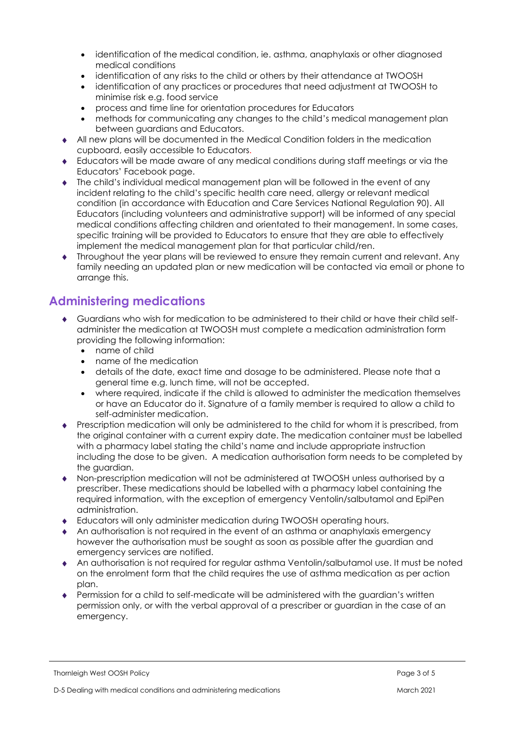- identification of the medical condition, ie. asthma, anaphylaxis or other diagnosed medical conditions
  - identification of any risks to the child or others by their attendance at TWOOSH
  - identification of any practices or procedures that need adjustment at TWOOSH to minimise risk e.g. food service
  - process and time line for orientation procedures for Educators
  - methods for communicating any changes to the child's medical management plan between guardians and Educators.
- All new plans will be documented in the Medical Condition folders in the medication cupboard, easily accessible to Educators.
- Educators will be made aware of any medical conditions during staff meetings or via the Educators' Facebook page.
- The child's individual medical management plan will be followed in the event of any incident relating to the child's specific health care need, allergy or relevant medical condition (in accordance with Education and Care Services National Regulation 90). All Educators (including volunteers and administrative support) will be informed of any special medical conditions affecting children and orientated to their management. In some cases, specific training will be provided to Educators to ensure that they are able to effectively implement the medical management plan for that particular child/ren.
- Throughout the year plans will be reviewed to ensure they remain current and relevant. Any family needing an updated plan or new medication will be contacted via email or phone to arrange this.

## Administering medications

- Guardians who wish for medication to be administered to their child or have their child self-administer the medication at TWOOSH must complete a medication administration form providing the following information:
  - name of child
  - name of the medication
  - details of the date, exact time and dosage to be administered. Please note that a general time e.g. lunch time, will not be accepted.
  - where required, indicate if the child is allowed to administer the medication themselves or have an Educator do it. Signature of a family member is required to allow a child to self-administer medication.
- Prescription medication will only be administered to the child for whom it is prescribed, from the original container with a current expiry date. The medication container must be labelled with a pharmacy label stating the child's name and include appropriate instruction including the dose to be given. A medication authorisation form needs to be completed by the guardian.
- Non-prescription medication will not be administered at TWOOSH unless authorised by a prescriber. These medications should be labelled with a pharmacy label containing the required information, with the exception of emergency Ventolin/salbutamol and EpiPen administration.
- Educators will only administer medication during TWOOSH operating hours.
- An authorisation is not required in the event of an asthma or anaphylaxis emergency however the authorisation must be sought as soon as possible after the guardian and emergency services are notified.
- An authorisation is not required for regular asthma Ventolin/salbutamol use. It must be noted on the enrolment form that the child requires the use of asthma medication as per action plan.
- Permission for a child to self-medicate will be administered with the guardian's written permission only, or with the verbal approval of a prescriber or guardian in the case of an emergency.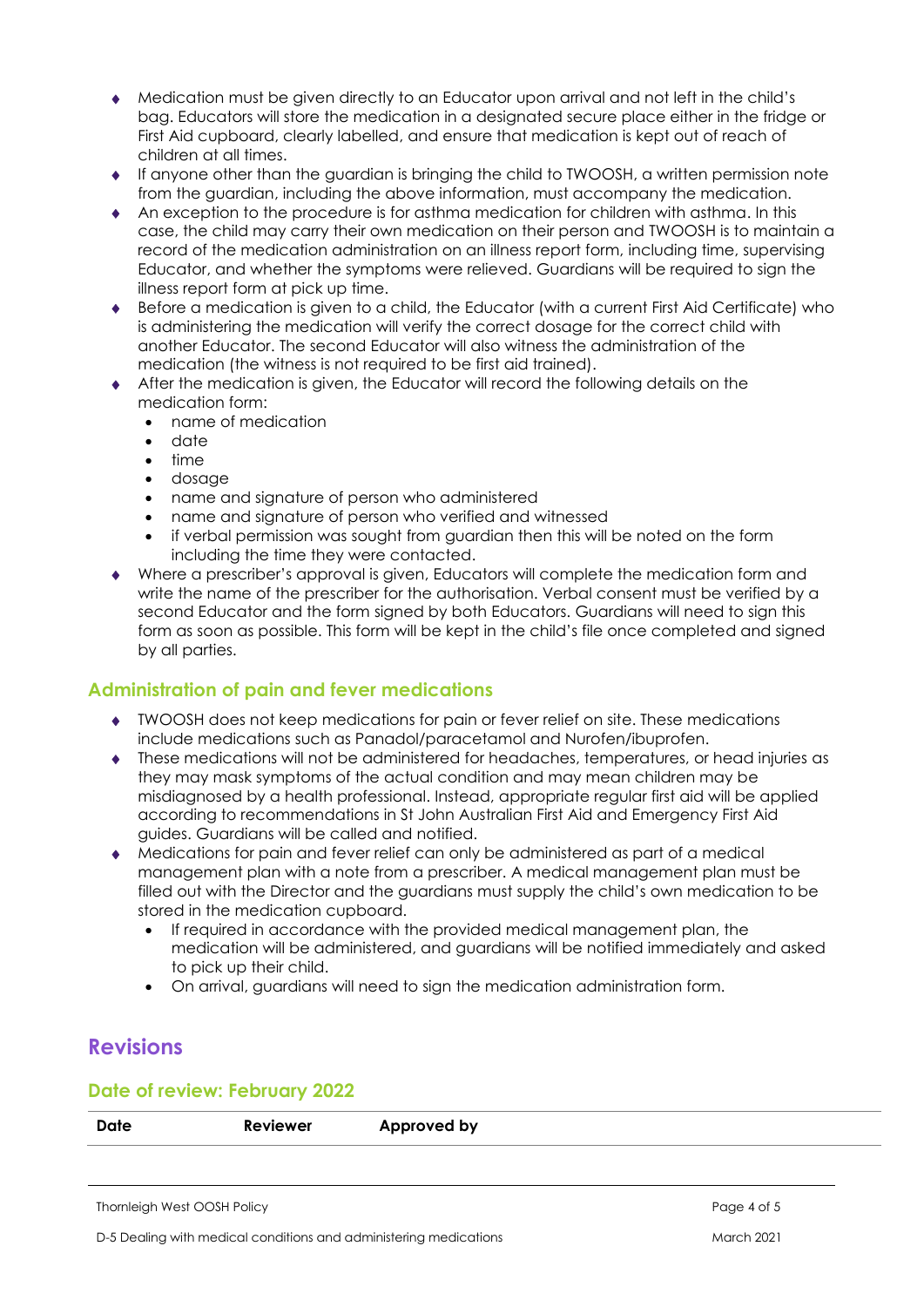- Medication must be given directly to an Educator upon arrival and not left in the child's bag. Educators will store the medication in a designated secure place either in the fridge or First Aid cupboard, clearly labelled, and ensure that medication is kept out of reach of children at all times.
- If anyone other than the guardian is bringing the child to TWOOSH, a written permission note from the guardian, including the above information, must accompany the medication.
- An exception to the procedure is for asthma medication for children with asthma. In this case, the child may carry their own medication on their person and TWOOSH is to maintain a record of the medication administration on an illness report form, including time, supervising Educator, and whether the symptoms were relieved. Guardians will be required to sign the illness report form at pick up time.
- Before a medication is given to a child, the Educator (with a current First Aid Certificate) who is administering the medication will verify the correct dosage for the correct child with another Educator. The second Educator will also witness the administration of the medication (the witness is not required to be first aid trained).
- After the medication is given, the Educator will record the following details on the medication form:
  - name of medication
  - date
  - time
  - dosage
  - name and signature of person who administered
  - name and signature of person who verified and witnessed
  - if verbal permission was sought from guardian then this will be noted on the form including the time they were contacted.
- Where a prescriber's approval is given, Educators will complete the medication form and write the name of the prescriber for the authorisation. Verbal consent must be verified by a second Educator and the form signed by both Educators. Guardians will need to sign this form as soon as possible. This form will be kept in the child's file once completed and signed by all parties.

### Administration of pain and fever medications

- TWOOSH does not keep medications for pain or fever relief on site. These medications include medications such as Panadol/paracetamol and Nurofen/ibuprofen.
- These medications will not be administered for headaches, temperatures, or head injuries as they may mask symptoms of the actual condition and may mean children may be misdiagnosed by a health professional. Instead, appropriate regular first aid will be applied according to recommendations in St John Australian First Aid and Emergency First Aid guides. Guardians will be called and notified.
- Medications for pain and fever relief can only be administered as part of a medical management plan with a note from a prescriber. A medical management plan must be filled out with the Director and the guardians must supply the child's own medication to be stored in the medication cupboard.
  - If required in accordance with the provided medical management plan, the medication will be administered, and guardians will be notified immediately and asked to pick up their child.
  - On arrival, guardians will need to sign the medication administration form.

## Revisions

### Date of review: February 2022

| Date | Reviewer | Approved by |
|---|---|---|
| | | |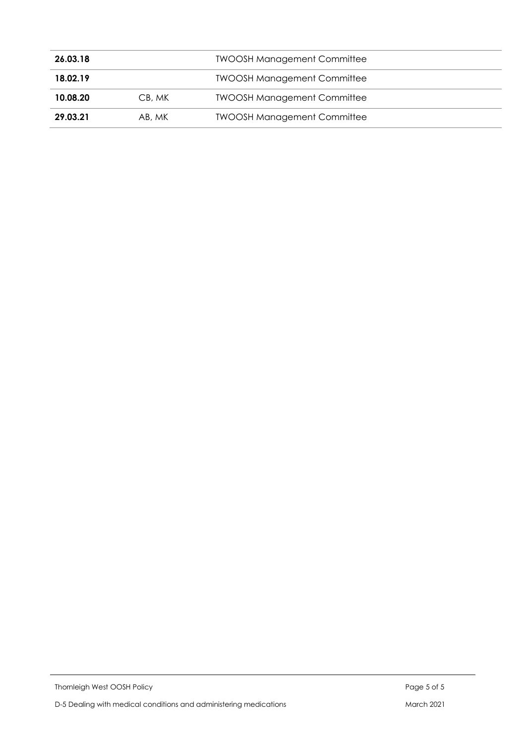| | | |
|---|---|---|
| **26.03.18** | | TWOOSH Management Committee |
| **18.02.19** | | TWOOSH Management Committee |
| **10.08.20** | CB, MK | TWOOSH Management Committee |
| **29.03.21** | AB, MK | TWOOSH Management Committee |